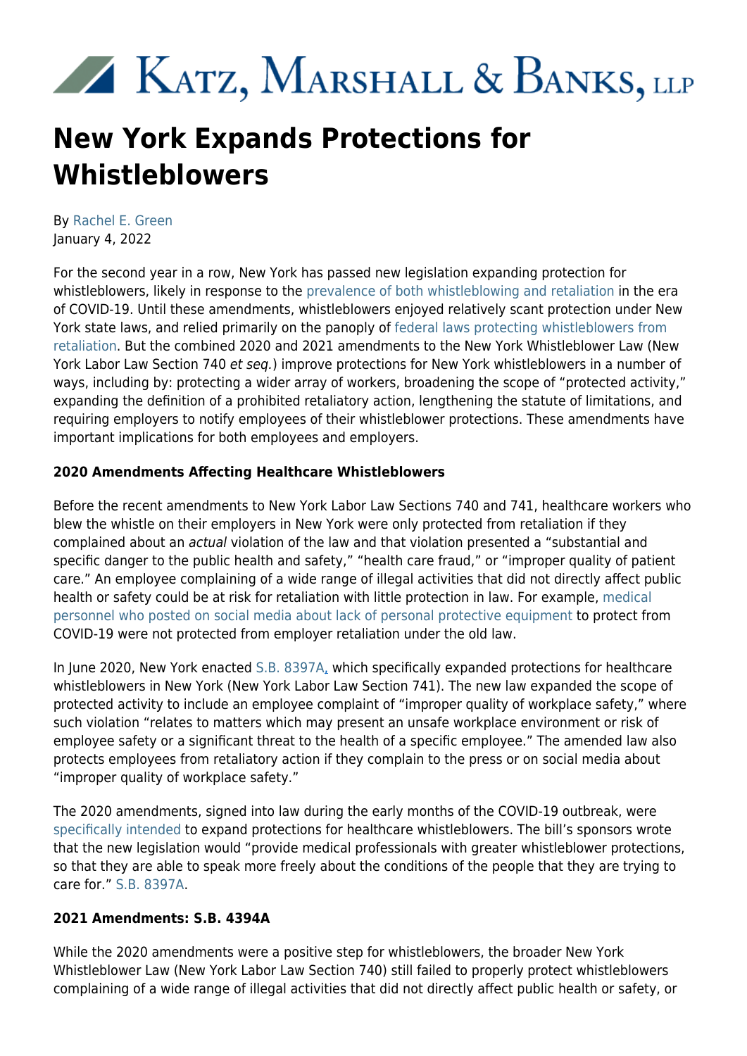# New York Expands Protections for Whistleblowers

By Rachel E. Green
January 4, 2022

For the second year in a row, New York has passed new legislation expanding protection for whistleblowers, likely in response to the prevalence of both whistleblowing and retaliation in the era of COVID-19. Until these amendments, whistleblowers enjoyed relatively scant protection under New York state laws, and relied primarily on the panoply of federal laws protecting whistleblowers from retaliation. But the combined 2020 and 2021 amendments to the New York Whistleblower Law (New York Labor Law Section 740 *et seq.*) improve protections for New York whistleblowers in a number of ways, including by: protecting a wider array of workers, broadening the scope of "protected activity," expanding the definition of a prohibited retaliatory action, lengthening the statute of limitations, and requiring employers to notify employees of their whistleblower protections. These amendments have important implications for both employees and employers.

**2020 Amendments Affecting Healthcare Whistleblowers**

Before the recent amendments to New York Labor Law Sections 740 and 741, healthcare workers who blew the whistle on their employers in New York were only protected from retaliation if they complained about an *actual* violation of the law and that violation presented a "substantial and specific danger to the public health and safety," "health care fraud," or "improper quality of patient care." An employee complaining of a wide range of illegal activities that did not directly affect public health or safety could be at risk for retaliation with little protection in law. For example, medical personnel who posted on social media about lack of personal protective equipment to protect from COVID-19 were not protected from employer retaliation under the old law.

In June 2020, New York enacted S.B. 8397A, which specifically expanded protections for healthcare whistleblowers in New York (New York Labor Law Section 741). The new law expanded the scope of protected activity to include an employee complaint of "improper quality of workplace safety," where such violation "relates to matters which may present an unsafe workplace environment or risk of employee safety or a significant threat to the health of a specific employee." The amended law also protects employees from retaliatory action if they complain to the press or on social media about "improper quality of workplace safety."

The 2020 amendments, signed into law during the early months of the COVID-19 outbreak, were specifically intended to expand protections for healthcare whistleblowers. The bill's sponsors wrote that the new legislation would "provide medical professionals with greater whistleblower protections, so that they are able to speak more freely about the conditions of the people that they are trying to care for." S.B. 8397A.

**2021 Amendments: S.B. 4394A**

While the 2020 amendments were a positive step for whistleblowers, the broader New York Whistleblower Law (New York Labor Law Section 740) still failed to properly protect whistleblowers complaining of a wide range of illegal activities that did not directly affect public health or safety, or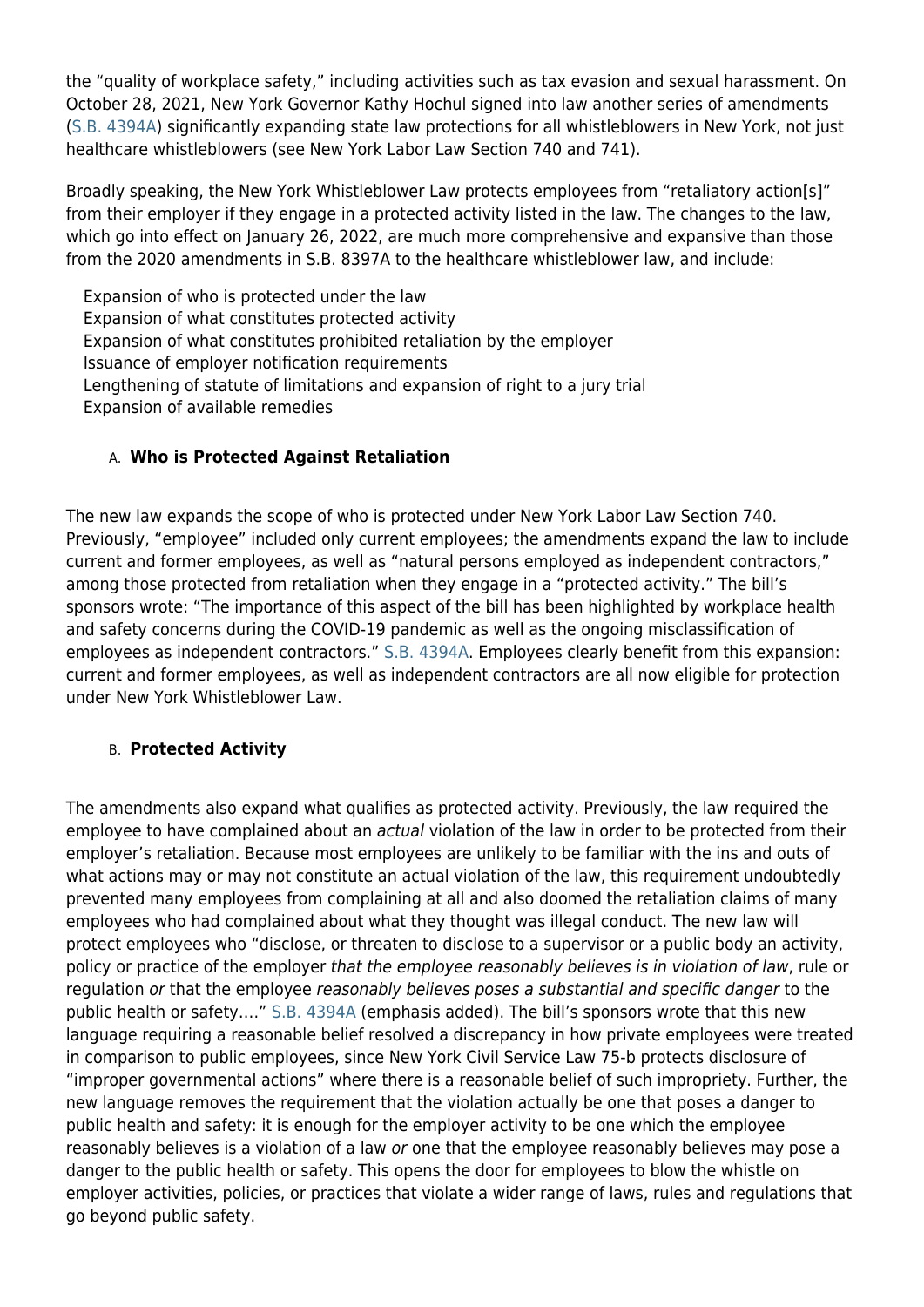the "quality of workplace safety," including activities such as tax evasion and sexual harassment. On October 28, 2021, New York Governor Kathy Hochul signed into law another series of amendments (S.B. 4394A) significantly expanding state law protections for all whistleblowers in New York, not just healthcare whistleblowers (see New York Labor Law Section 740 and 741).

Broadly speaking, the New York Whistleblower Law protects employees from "retaliatory action[s]" from their employer if they engage in a protected activity listed in the law. The changes to the law, which go into effect on January 26, 2022, are much more comprehensive and expansive than those from the 2020 amendments in S.B. 8397A to the healthcare whistleblower law, and include:

- Expansion of who is protected under the law
- Expansion of what constitutes protected activity
- Expansion of what constitutes prohibited retaliation by the employer
- Issuance of employer notification requirements
- Lengthening of statute of limitations and expansion of right to a jury trial
- Expansion of available remedies

### A. **Who is Protected Against Retaliation**

The new law expands the scope of who is protected under New York Labor Law Section 740. Previously, "employee" included only current employees; the amendments expand the law to include current and former employees, as well as "natural persons employed as independent contractors," among those protected from retaliation when they engage in a "protected activity." The bill's sponsors wrote: "The importance of this aspect of the bill has been highlighted by workplace health and safety concerns during the COVID-19 pandemic as well as the ongoing misclassification of employees as independent contractors." S.B. 4394A. Employees clearly benefit from this expansion: current and former employees, as well as independent contractors are all now eligible for protection under New York Whistleblower Law.

### B. **Protected Activity**

The amendments also expand what qualifies as protected activity. Previously, the law required the employee to have complained about an *actual* violation of the law in order to be protected from their employer's retaliation. Because most employees are unlikely to be familiar with the ins and outs of what actions may or may not constitute an actual violation of the law, this requirement undoubtedly prevented many employees from complaining at all and also doomed the retaliation claims of many employees who had complained about what they thought was illegal conduct. The new law will protect employees who "disclose, or threaten to disclose to a supervisor or a public body an activity, policy or practice of the employer *that the employee reasonably believes is in violation of law*, rule or regulation *or* that the employee *reasonably believes poses a substantial and specific danger* to the public health or safety…." S.B. 4394A (emphasis added). The bill's sponsors wrote that this new language requiring a reasonable belief resolved a discrepancy in how private employees were treated in comparison to public employees, since New York Civil Service Law 75-b protects disclosure of "improper governmental actions" where there is a reasonable belief of such impropriety. Further, the new language removes the requirement that the violation actually be one that poses a danger to public health and safety: it is enough for the employer activity to be one which the employee reasonably believes is a violation of a law *or* one that the employee reasonably believes may pose a danger to the public health or safety. This opens the door for employees to blow the whistle on employer activities, policies, or practices that violate a wider range of laws, rules and regulations that go beyond public safety.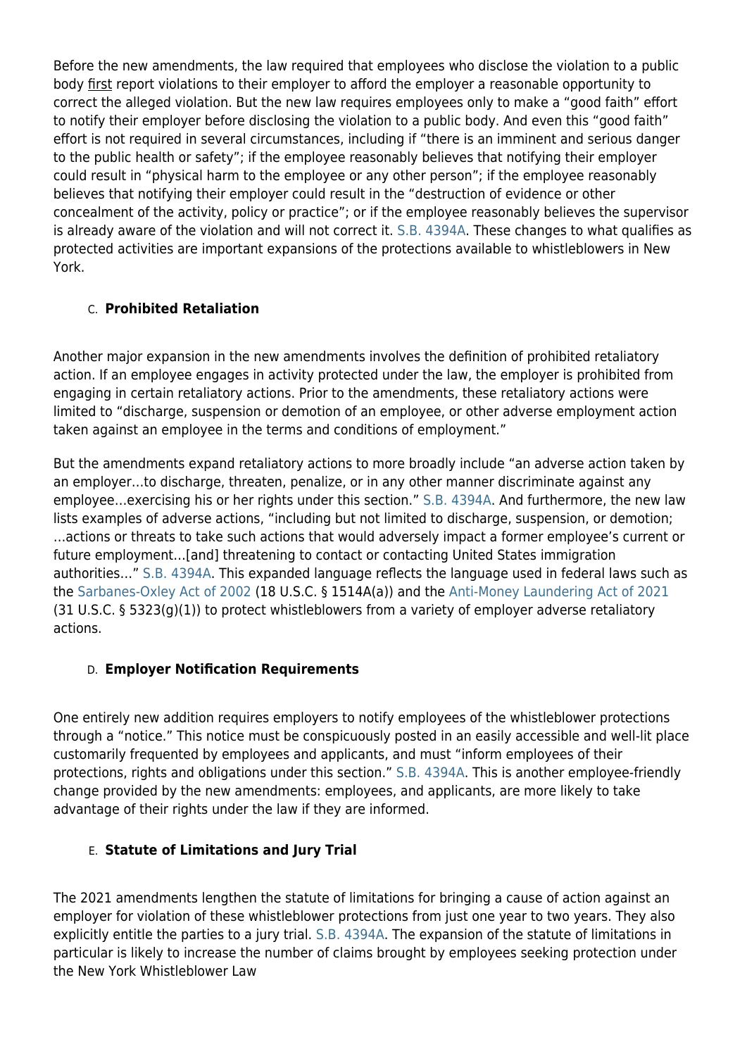Before the new amendments, the law required that employees who disclose the violation to a public body <u>first</u> report violations to their employer to afford the employer a reasonable opportunity to correct the alleged violation. But the new law requires employees only to make a "good faith" effort to notify their employer before disclosing the violation to a public body. And even this "good faith" effort is not required in several circumstances, including if "there is an imminent and serious danger to the public health or safety"; if the employee reasonably believes that notifying their employer could result in "physical harm to the employee or any other person"; if the employee reasonably believes that notifying their employer could result in the "destruction of evidence or other concealment of the activity, policy or practice"; or if the employee reasonably believes the supervisor is already aware of the violation and will not correct it. S.B. 4394A. These changes to what qualifies as protected activities are important expansions of the protections available to whistleblowers in New York.

### C. **Prohibited Retaliation**

Another major expansion in the new amendments involves the definition of prohibited retaliatory action. If an employee engages in activity protected under the law, the employer is prohibited from engaging in certain retaliatory actions. Prior to the amendments, these retaliatory actions were limited to "discharge, suspension or demotion of an employee, or other adverse employment action taken against an employee in the terms and conditions of employment."

But the amendments expand retaliatory actions to more broadly include "an adverse action taken by an employer…to discharge, threaten, penalize, or in any other manner discriminate against any employee…exercising his or her rights under this section." S.B. 4394A. And furthermore, the new law lists examples of adverse actions, "including but not limited to discharge, suspension, or demotion; …actions or threats to take such actions that would adversely impact a former employee's current or future employment…[and] threatening to contact or contacting United States immigration authorities…" S.B. 4394A. This expanded language reflects the language used in federal laws such as the Sarbanes-Oxley Act of 2002 (18 U.S.C. § 1514A(a)) and the Anti-Money Laundering Act of 2021 (31 U.S.C. § 5323(g)(1)) to protect whistleblowers from a variety of employer adverse retaliatory actions.

### D. **Employer Notification Requirements**

One entirely new addition requires employers to notify employees of the whistleblower protections through a "notice." This notice must be conspicuously posted in an easily accessible and well-lit place customarily frequented by employees and applicants, and must "inform employees of their protections, rights and obligations under this section." S.B. 4394A. This is another employee-friendly change provided by the new amendments: employees, and applicants, are more likely to take advantage of their rights under the law if they are informed.

### E. **Statute of Limitations and Jury Trial**

The 2021 amendments lengthen the statute of limitations for bringing a cause of action against an employer for violation of these whistleblower protections from just one year to two years. They also explicitly entitle the parties to a jury trial. S.B. 4394A. The expansion of the statute of limitations in particular is likely to increase the number of claims brought by employees seeking protection under the New York Whistleblower Law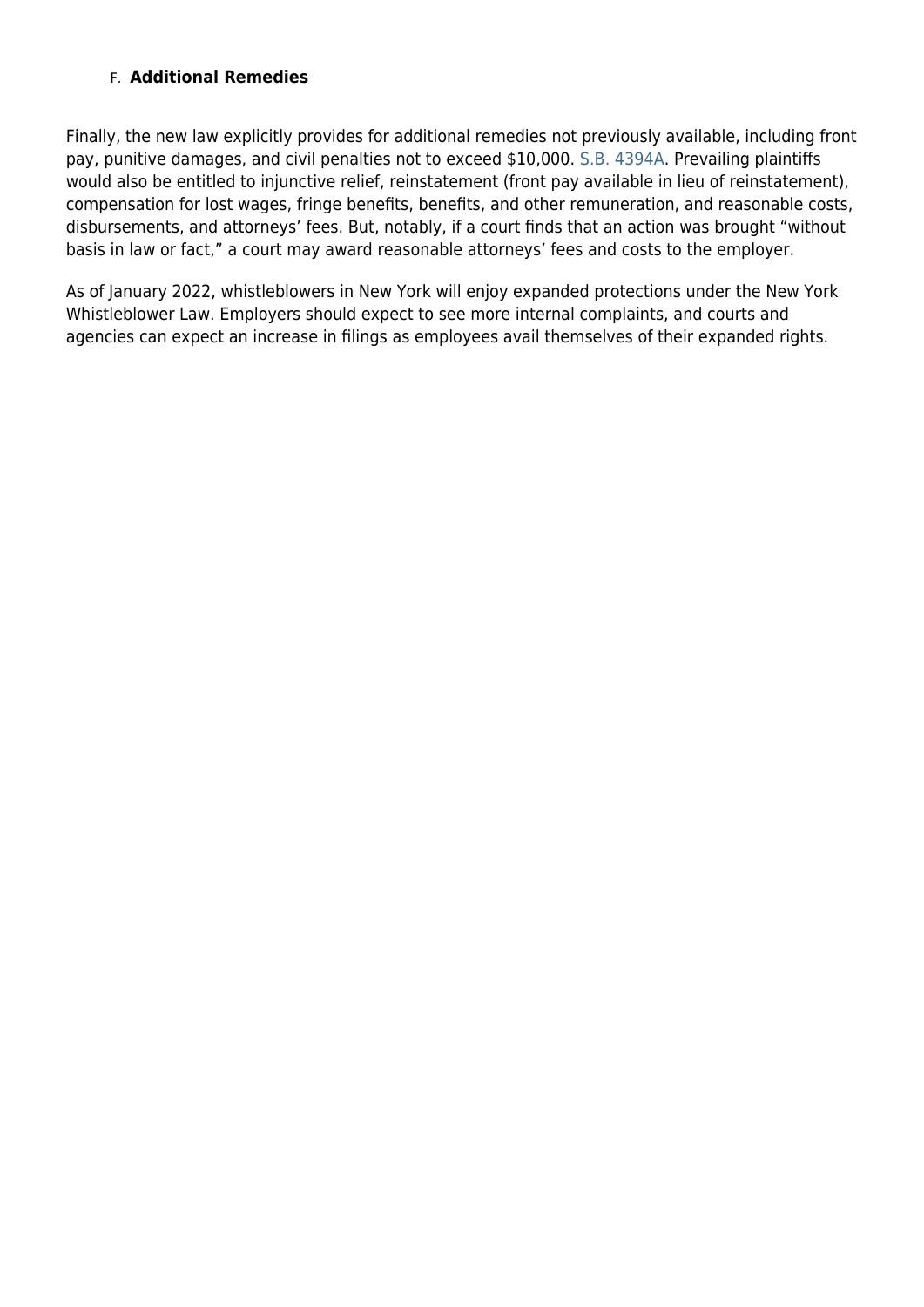### F. **Additional Remedies**

Finally, the new law explicitly provides for additional remedies not previously available, including front pay, punitive damages, and civil penalties not to exceed $10,000. S.B. 4394A. Prevailing plaintiffs would also be entitled to injunctive relief, reinstatement (front pay available in lieu of reinstatement), compensation for lost wages, fringe benefits, benefits, and other remuneration, and reasonable costs, disbursements, and attorneys' fees. But, notably, if a court finds that an action was brought "without basis in law or fact," a court may award reasonable attorneys' fees and costs to the employer.

As of January 2022, whistleblowers in New York will enjoy expanded protections under the New York Whistleblower Law. Employers should expect to see more internal complaints, and courts and agencies can expect an increase in filings as employees avail themselves of their expanded rights.